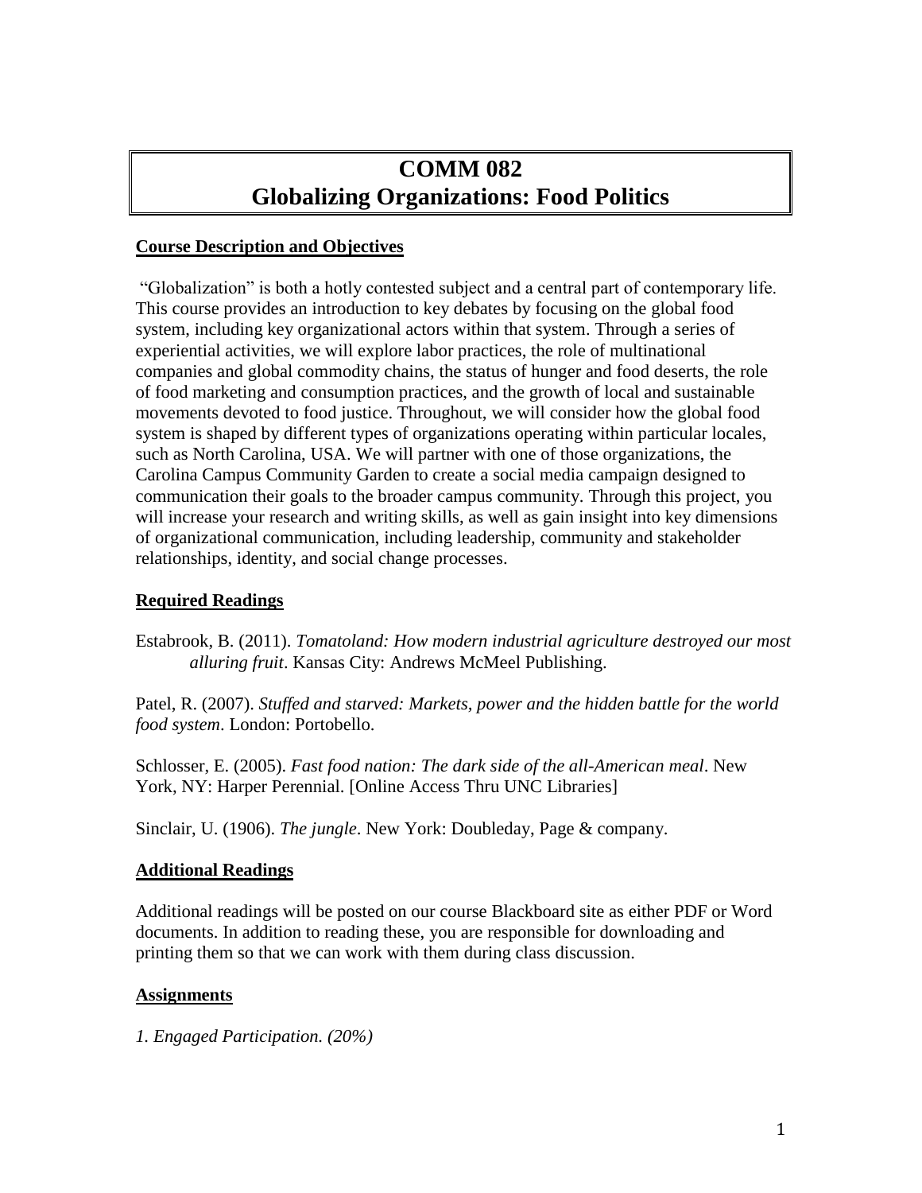# COMM 082
# Globalizing Organizations: Food Politics

## Course Description and Objectives

"Globalization" is both a hotly contested subject and a central part of contemporary life. This course provides an introduction to key debates by focusing on the global food system, including key organizational actors within that system. Through a series of experiential activities, we will explore labor practices, the role of multinational companies and global commodity chains, the status of hunger and food deserts, the role of food marketing and consumption practices, and the growth of local and sustainable movements devoted to food justice. Throughout, we will consider how the global food system is shaped by different types of organizations operating within particular locales, such as North Carolina, USA. We will partner with one of those organizations, the Carolina Campus Community Garden to create a social media campaign designed to communication their goals to the broader campus community. Through this project, you will increase your research and writing skills, as well as gain insight into key dimensions of organizational communication, including leadership, community and stakeholder relationships, identity, and social change processes.

## Required Readings

Estabrook, B. (2011). *Tomatoland: How modern industrial agriculture destroyed our most alluring fruit*. Kansas City: Andrews McMeel Publishing.

Patel, R. (2007). *Stuffed and starved: Markets, power and the hidden battle for the world food system*. London: Portobello.

Schlosser, E. (2005). *Fast food nation: The dark side of the all-American meal*. New York, NY: Harper Perennial. [Online Access Thru UNC Libraries]

Sinclair, U. (1906). *The jungle*. New York: Doubleday, Page & company.

## Additional Readings

Additional readings will be posted on our course Blackboard site as either PDF or Word documents. In addition to reading these, you are responsible for downloading and printing them so that we can work with them during class discussion.

## Assignments

*1. Engaged Participation. (20%)*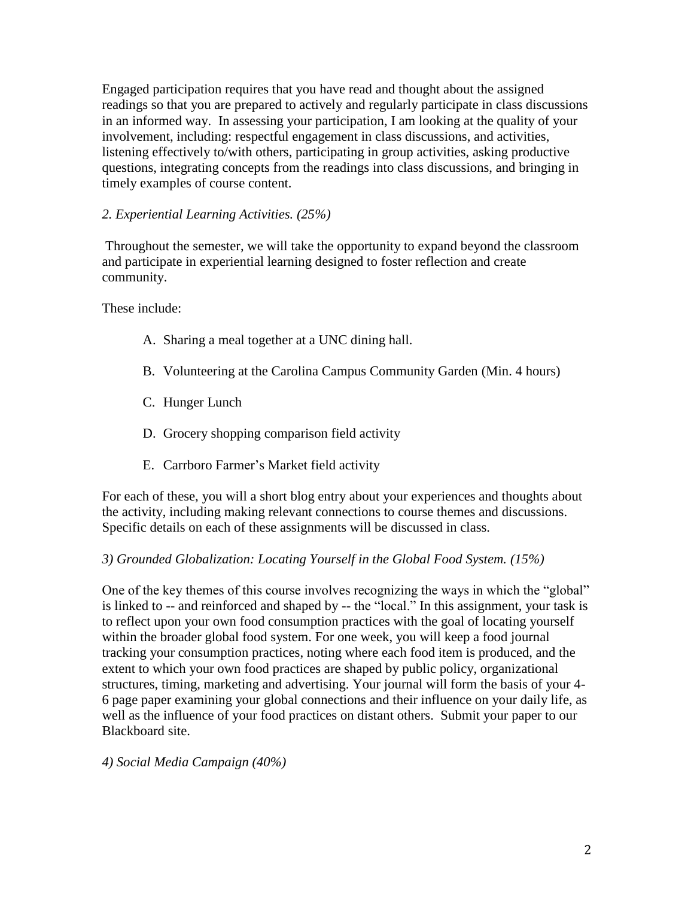Engaged participation requires that you have read and thought about the assigned readings so that you are prepared to actively and regularly participate in class discussions in an informed way. In assessing your participation, I am looking at the quality of your involvement, including: respectful engagement in class discussions, and activities, listening effectively to/with others, participating in group activities, asking productive questions, integrating concepts from the readings into class discussions, and bringing in timely examples of course content.

*2. Experiential Learning Activities. (25%)*

Throughout the semester, we will take the opportunity to expand beyond the classroom and participate in experiential learning designed to foster reflection and create community.

These include:

A. Sharing a meal together at a UNC dining hall.

B. Volunteering at the Carolina Campus Community Garden (Min. 4 hours)

C. Hunger Lunch

D. Grocery shopping comparison field activity

E. Carrboro Farmer's Market field activity

For each of these, you will a short blog entry about your experiences and thoughts about the activity, including making relevant connections to course themes and discussions. Specific details on each of these assignments will be discussed in class.

*3) Grounded Globalization: Locating Yourself in the Global Food System. (15%)*

One of the key themes of this course involves recognizing the ways in which the "global" is linked to -- and reinforced and shaped by -- the "local." In this assignment, your task is to reflect upon your own food consumption practices with the goal of locating yourself within the broader global food system. For one week, you will keep a food journal tracking your consumption practices, noting where each food item is produced, and the extent to which your own food practices are shaped by public policy, organizational structures, timing, marketing and advertising. Your journal will form the basis of your 4-6 page paper examining your global connections and their influence on your daily life, as well as the influence of your food practices on distant others. Submit your paper to our Blackboard site.

*4) Social Media Campaign (40%)*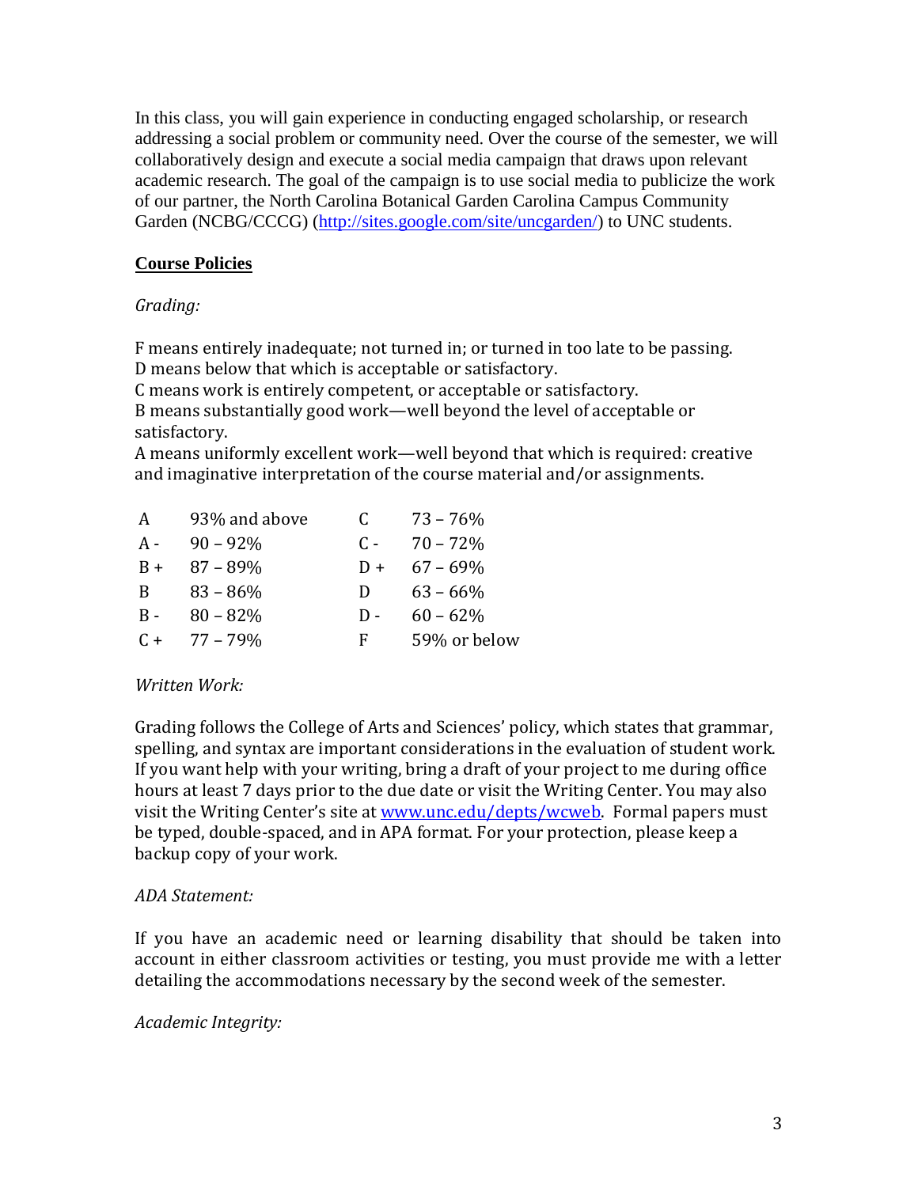In this class, you will gain experience in conducting engaged scholarship, or research addressing a social problem or community need. Over the course of the semester, we will collaboratively design and execute a social media campaign that draws upon relevant academic research. The goal of the campaign is to use social media to publicize the work of our partner, the North Carolina Botanical Garden Carolina Campus Community Garden (NCBG/CCCG) (http://sites.google.com/site/uncgarden/) to UNC students.

## Course Policies

*Grading:*

F means entirely inadequate; not turned in; or turned in too late to be passing.
D means below that which is acceptable or satisfactory.
C means work is entirely competent, or acceptable or satisfactory.
B means substantially good work—well beyond the level of acceptable or satisfactory.
A means uniformly excellent work—well beyond that which is required: creative and imaginative interpretation of the course material and/or assignments.

| | | | |
|---|---|---|---|
| A | 93% and above | C | 73 – 76% |
| A - | 90 – 92% | C - | 70 – 72% |
| B + | 87 – 89% | D + | 67 – 69% |
| B | 83 – 86% | D | 63 – 66% |
| B - | 80 – 82% | D - | 60 – 62% |
| C + | 77 – 79% | F | 59% or below |

*Written Work:*

Grading follows the College of Arts and Sciences' policy, which states that grammar, spelling, and syntax are important considerations in the evaluation of student work. If you want help with your writing, bring a draft of your project to me during office hours at least 7 days prior to the due date or visit the Writing Center. You may also visit the Writing Center's site at www.unc.edu/depts/wcweb. Formal papers must be typed, double-spaced, and in APA format. For your protection, please keep a backup copy of your work.

*ADA Statement:*

If you have an academic need or learning disability that should be taken into account in either classroom activities or testing, you must provide me with a letter detailing the accommodations necessary by the second week of the semester.

*Academic Integrity:*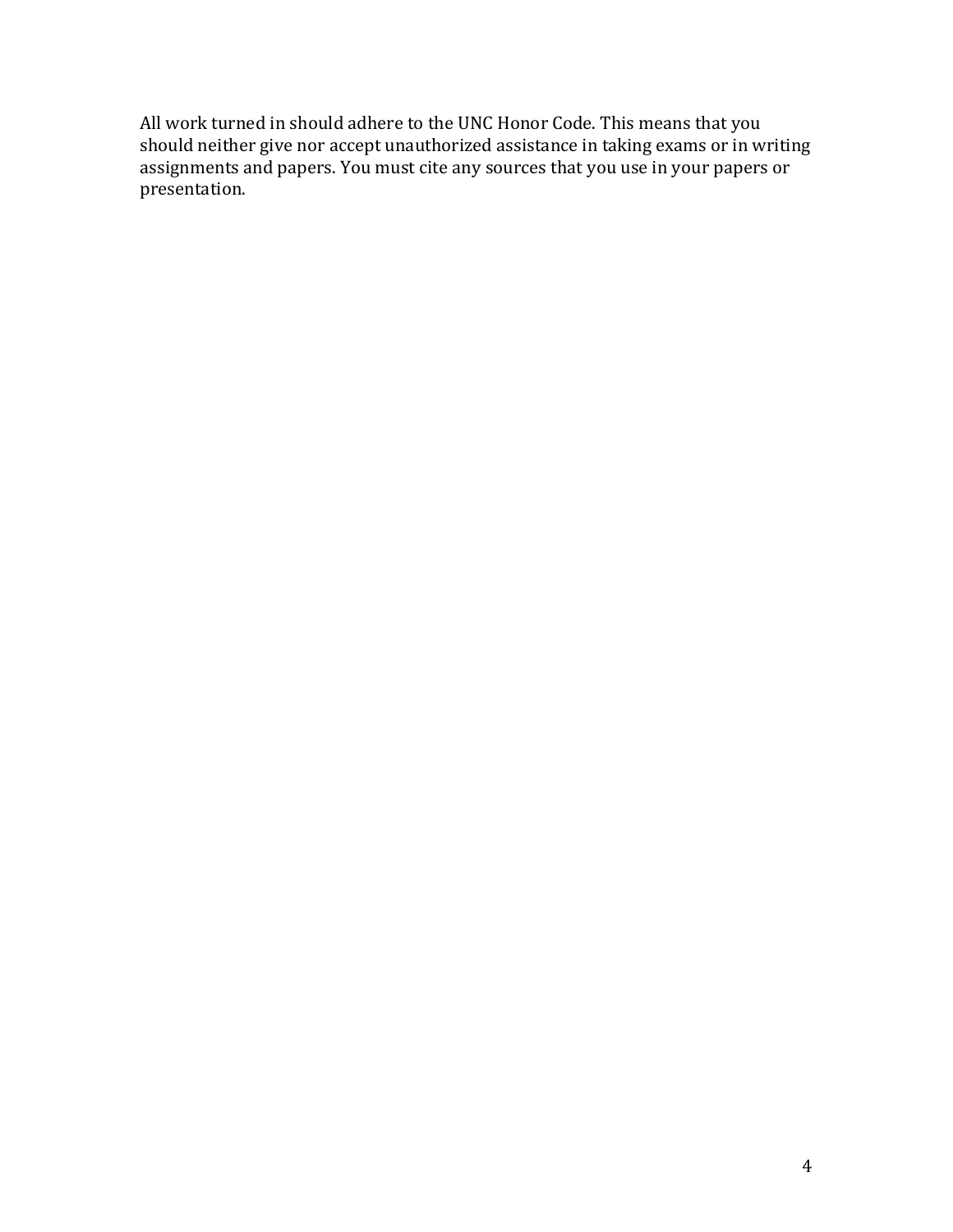All work turned in should adhere to the UNC Honor Code. This means that you should neither give nor accept unauthorized assistance in taking exams or in writing assignments and papers. You must cite any sources that you use in your papers or presentation.